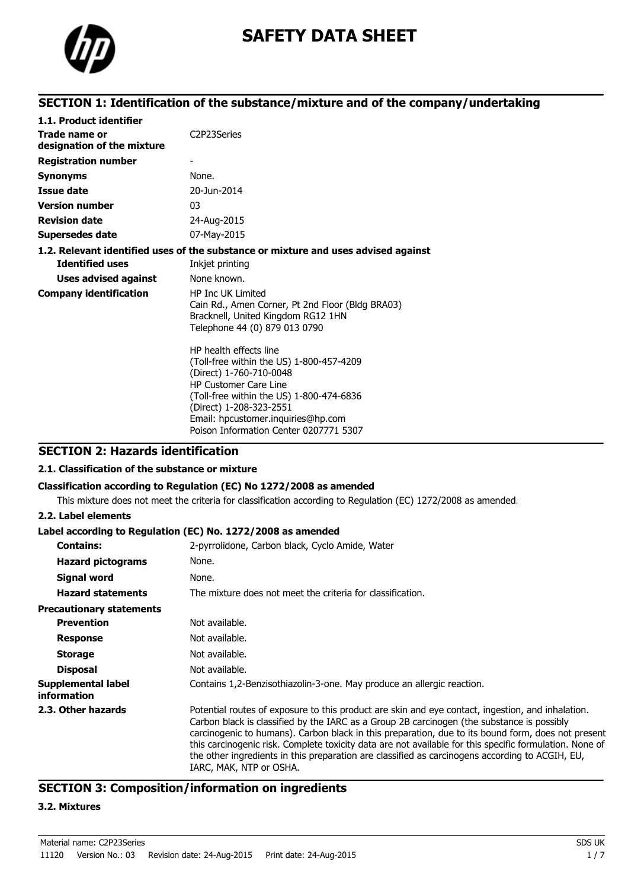# SAFETY DATA SHEET

## SECTION 1: Identification of the substance/mixture and of the company/undertaking

### 1.1. Product identifier

| | |
|---|---|
| **Trade name or designation of the mixture** | C2P23Series |
| **Registration number** | - |
| **Synonyms** | None. |
| **Issue date** | 20-Jun-2014 |
| **Version number** | 03 |
| **Revision date** | 24-Aug-2015 |
| **Supersedes date** | 07-May-2015 |

### 1.2. Relevant identified uses of the substance or mixture and uses advised against

| | |
|---|---|
| **Identified uses** | Inkjet printing |
| **Uses advised against** | None known. |

**Company identification**

HP Inc UK Limited
Cain Rd., Amen Corner, Pt 2nd Floor (Bldg BRA03)
Bracknell, United Kingdom RG12 1HN
Telephone 44 (0) 879 013 0790

HP health effects line
(Toll-free within the US) 1-800-457-4209
(Direct) 1-760-710-0048
HP Customer Care Line
(Toll-free within the US) 1-800-474-6836
(Direct) 1-208-323-2551
Email: hpcustomer.inquiries@hp.com
Poison Information Center 0207771 5307

## SECTION 2: Hazards identification

### 2.1. Classification of the substance or mixture

**Classification according to Regulation (EC) No 1272/2008 as amended**

This mixture does not meet the criteria for classification according to Regulation (EC) 1272/2008 as amended.

### 2.2. Label elements

**Label according to Regulation (EC) No. 1272/2008 as amended**

| | |
|---|---|
| **Contains:** | 2-pyrrolidone, Carbon black, Cyclo Amide, Water |
| **Hazard pictograms** | None. |
| **Signal word** | None. |
| **Hazard statements** | The mixture does not meet the criteria for classification. |

**Precautionary statements**

| | |
|---|---|
| **Prevention** | Not available. |
| **Response** | Not available. |
| **Storage** | Not available. |
| **Disposal** | Not available. |
| **Supplemental label information** | Contains 1,2-Benzisothiazolin-3-one. May produce an allergic reaction. |

**2.3. Other hazards**

Potential routes of exposure to this product are skin and eye contact, ingestion, and inhalation. Carbon black is classified by the IARC as a Group 2B carcinogen (the substance is possibly carcinogenic to humans). Carbon black in this preparation, due to its bound form, does not present this carcinogenic risk. Complete toxicity data are not available for this specific formulation. None of the other ingredients in this preparation are classified as carcinogens according to ACGIH, EU, IARC, MAK, NTP or OSHA.

## SECTION 3: Composition/information on ingredients

### 3.2. Mixtures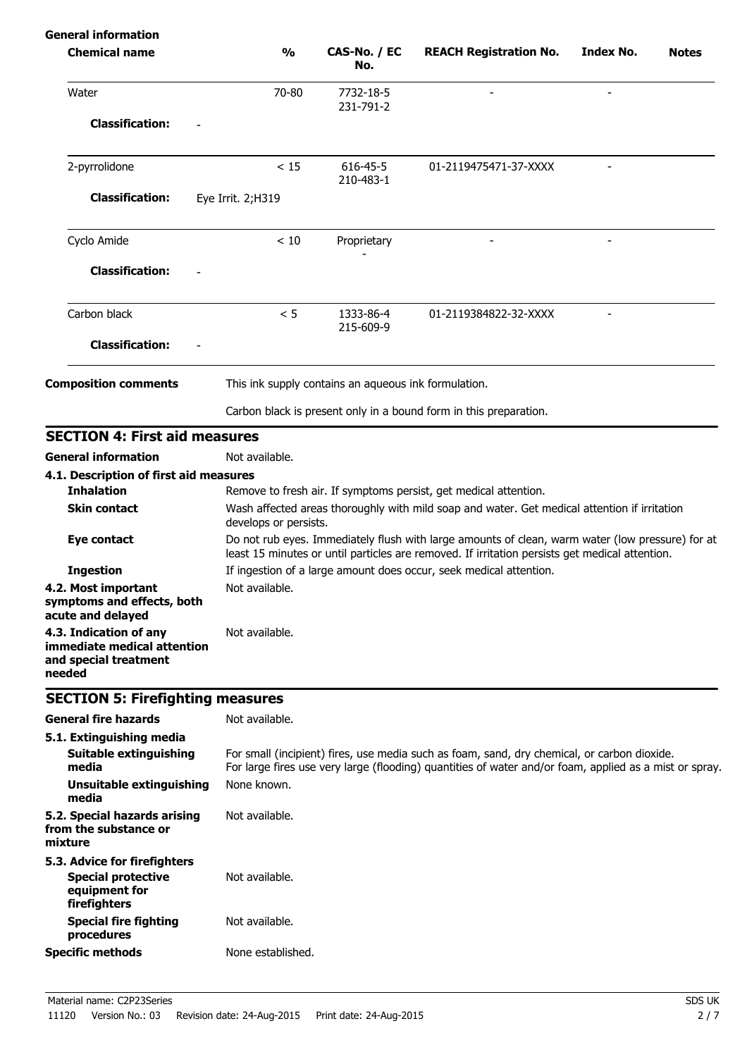**General information**

| Chemical name | % | CAS-No. / EC No. | REACH Registration No. | Index No. | Notes |
|---|---|---|---|---|---|
| Water | 70-80 | 7732-18-5 231-791-2 | - | - | |
| **Classification:** - | | | | | |
| 2-pyrrolidone | < 15 | 616-45-5 210-483-1 | 01-2119475471-37-XXXX | - | |
| **Classification:** Eye Irrit. 2;H319 | | | | | |
| Cyclo Amide | < 10 | Proprietary - | - | - | |
| **Classification:** - | | | | | |
| Carbon black | < 5 | 1333-86-4 215-609-9 | 01-2119384822-32-XXXX | - | |
| **Classification:** - | | | | | |

**Composition comments** This ink supply contains an aqueous ink formulation.

Carbon black is present only in a bound form in this preparation.

## SECTION 4: First aid measures

**General information** Not available.

### 4.1. Description of first aid measures

**Inhalation** Remove to fresh air. If symptoms persist, get medical attention.

**Skin contact** Wash affected areas thoroughly with mild soap and water. Get medical attention if irritation develops or persists.

**Eye contact** Do not rub eyes. Immediately flush with large amounts of clean, warm water (low pressure) for at least 15 minutes or until particles are removed. If irritation persists get medical attention.

**Ingestion** If ingestion of a large amount does occur, seek medical attention.

**4.2. Most important symptoms and effects, both acute and delayed** Not available.

**4.3. Indication of any immediate medical attention and special treatment needed** Not available.

## SECTION 5: Firefighting measures

**General fire hazards** Not available.

### 5.1. Extinguishing media

**Suitable extinguishing media** For small (incipient) fires, use media such as foam, sand, dry chemical, or carbon dioxide. For large fires use very large (flooding) quantities of water and/or foam, applied as a mist or spray.

**Unsuitable extinguishing media** None known.

**5.2. Special hazards arising from the substance or mixture** Not available.

### 5.3. Advice for firefighters

**Special protective equipment for firefighters** Not available.

**Special fire fighting procedures** Not available.

**Specific methods** None established.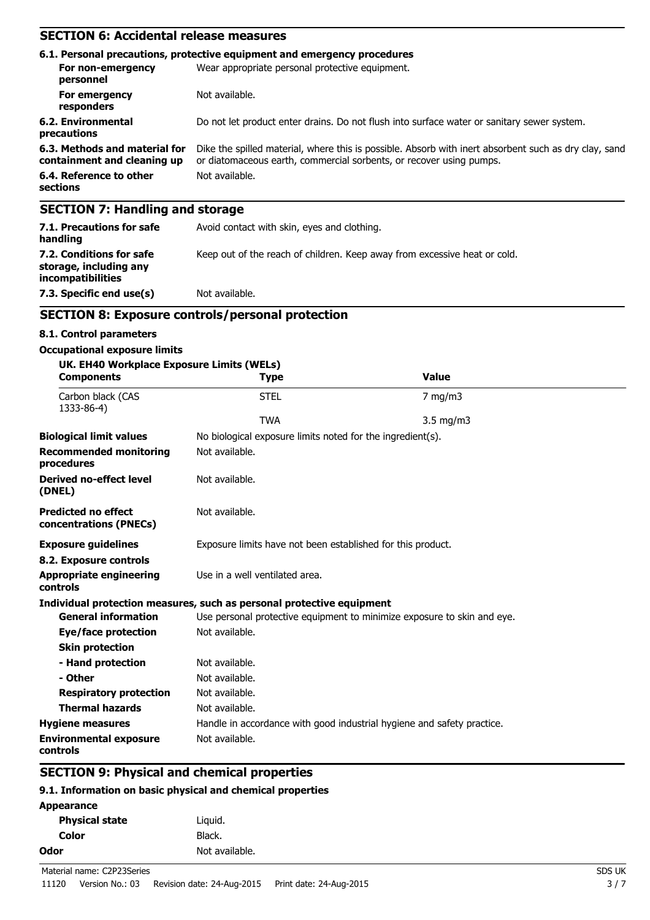## SECTION 6: Accidental release measures

### 6.1. Personal precautions, protective equipment and emergency procedures

| | |
|---|---|
| **For non-emergency personnel** | Wear appropriate personal protective equipment. |
| **For emergency responders** | Not available. |
| **6.2. Environmental precautions** | Do not let product enter drains. Do not flush into surface water or sanitary sewer system. |
| **6.3. Methods and material for containment and cleaning up** | Dike the spilled material, where this is possible. Absorb with inert absorbent such as dry clay, sand or diatomaceous earth, commercial sorbents, or recover using pumps. |
| **6.4. Reference to other sections** | Not available. |

## SECTION 7: Handling and storage

| | |
|---|---|
| **7.1. Precautions for safe handling** | Avoid contact with skin, eyes and clothing. |
| **7.2. Conditions for safe storage, including any incompatibilities** | Keep out of the reach of children. Keep away from excessive heat or cold. |
| **7.3. Specific end use(s)** | Not available. |

## SECTION 8: Exposure controls/personal protection

### 8.1. Control parameters

**Occupational exposure limits**

**UK. EH40 Workplace Exposure Limits (WELs)**

| Components | Type | Value |
|---|---|---|
| Carbon black (CAS 1333-86-4) | STEL | 7 mg/m3 |
| | TWA | 3.5 mg/m3 |

| | |
|---|---|
| **Biological limit values** | No biological exposure limits noted for the ingredient(s). |
| **Recommended monitoring procedures** | Not available. |
| **Derived no-effect level (DNEL)** | Not available. |
| **Predicted no effect concentrations (PNECs)** | Not available. |
| **Exposure guidelines** | Exposure limits have not been established for this product. |

### 8.2. Exposure controls

| | |
|---|---|
| **Appropriate engineering controls** | Use in a well ventilated area. |

**Individual protection measures, such as personal protective equipment**

| | |
|---|---|
| **General information** | Use personal protective equipment to minimize exposure to skin and eye. |
| **Eye/face protection** | Not available. |
| **Skin protection** | |
| **- Hand protection** | Not available. |
| **- Other** | Not available. |
| **Respiratory protection** | Not available. |
| **Thermal hazards** | Not available. |
| **Hygiene measures** | Handle in accordance with good industrial hygiene and safety practice. |
| **Environmental exposure controls** | Not available. |

## SECTION 9: Physical and chemical properties

### 9.1. Information on basic physical and chemical properties

**Appearance**

| | |
|---|---|
| **Physical state** | Liquid. |
| **Color** | Black. |
| **Odor** | Not available. |

Material name: C2P23Series

11120 Version No.: 03 Revision date: 24-Aug-2015 Print date: 24-Aug-2015

SDS UK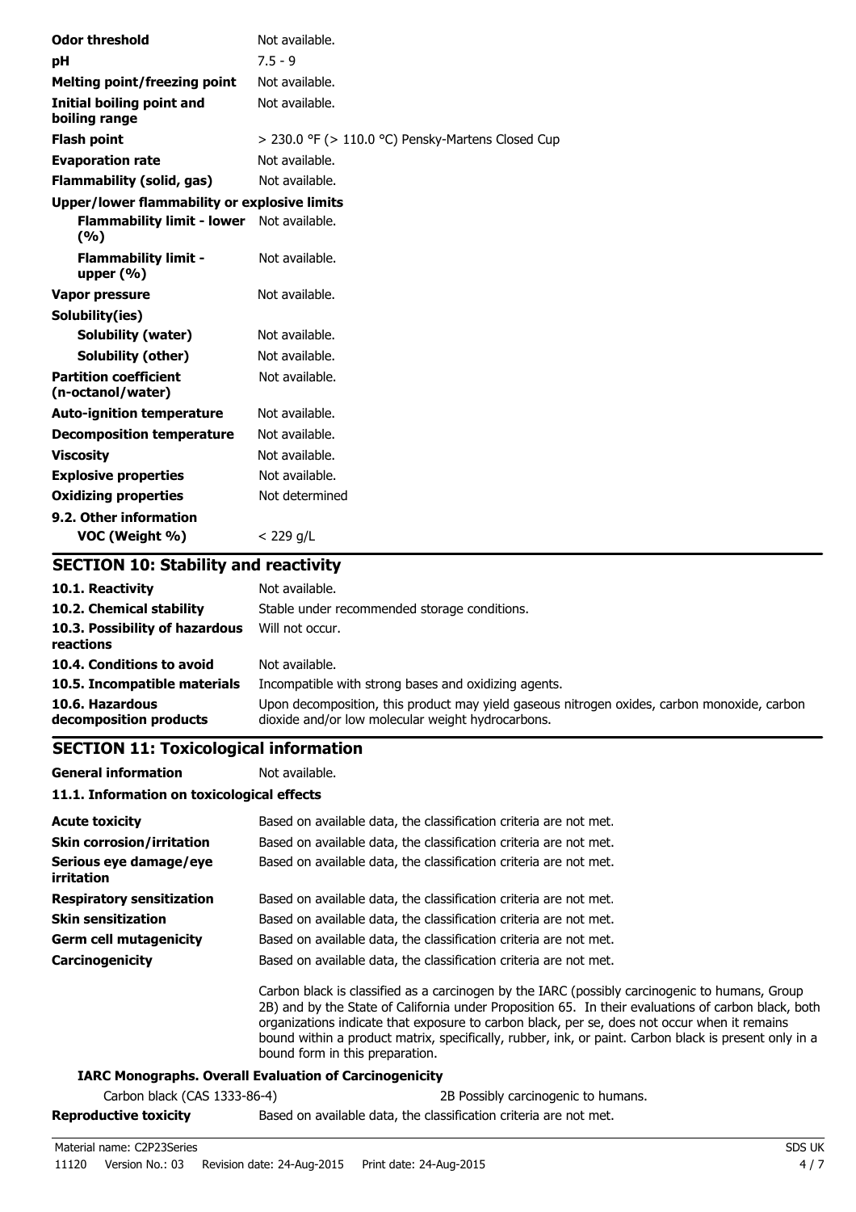| | |
|---|---|
| **Odor threshold** | Not available. |
| **pH** | 7.5 - 9 |
| **Melting point/freezing point** | Not available. |
| **Initial boiling point and boiling range** | Not available. |
| **Flash point** | > 230.0 °F (> 110.0 °C) Pensky-Martens Closed Cup |
| **Evaporation rate** | Not available. |
| **Flammability (solid, gas)** | Not available. |
| **Upper/lower flammability or explosive limits** | |
| **Flammability limit - lower (%)** | Not available. |
| **Flammability limit - upper (%)** | Not available. |
| **Vapor pressure** | Not available. |
| **Solubility(ies)** | |
| **Solubility (water)** | Not available. |
| **Solubility (other)** | Not available. |
| **Partition coefficient (n-octanol/water)** | Not available. |
| **Auto-ignition temperature** | Not available. |
| **Decomposition temperature** | Not available. |
| **Viscosity** | Not available. |
| **Explosive properties** | Not available. |
| **Oxidizing properties** | Not determined |
| **9.2. Other information** | |
| **VOC (Weight %)** | < 229 g/L |

## SECTION 10: Stability and reactivity

| | |
|---|---|
| **10.1. Reactivity** | Not available. |
| **10.2. Chemical stability** | Stable under recommended storage conditions. |
| **10.3. Possibility of hazardous reactions** | Will not occur. |
| **10.4. Conditions to avoid** | Not available. |
| **10.5. Incompatible materials** | Incompatible with strong bases and oxidizing agents. |
| **10.6. Hazardous decomposition products** | Upon decomposition, this product may yield gaseous nitrogen oxides, carbon monoxide, carbon dioxide and/or low molecular weight hydrocarbons. |

## SECTION 11: Toxicological information

**General information** Not available.

### 11.1. Information on toxicological effects

| | |
|---|---|
| **Acute toxicity** | Based on available data, the classification criteria are not met. |
| **Skin corrosion/irritation** | Based on available data, the classification criteria are not met. |
| **Serious eye damage/eye irritation** | Based on available data, the classification criteria are not met. |
| **Respiratory sensitization** | Based on available data, the classification criteria are not met. |
| **Skin sensitization** | Based on available data, the classification criteria are not met. |
| **Germ cell mutagenicity** | Based on available data, the classification criteria are not met. |
| **Carcinogenicity** | Based on available data, the classification criteria are not met. |

Carbon black is classified as a carcinogen by the IARC (possibly carcinogenic to humans, Group 2B) and by the State of California under Proposition 65. In their evaluations of carbon black, both organizations indicate that exposure to carbon black, per se, does not occur when it remains bound within a product matrix, specifically, rubber, ink, or paint. Carbon black is present only in a bound form in this preparation.

**IARC Monographs. Overall Evaluation of Carcinogenicity**

| | |
|---|---|
| Carbon black (CAS 1333-86-4) | 2B Possibly carcinogenic to humans. |

**Reproductive toxicity** Based on available data, the classification criteria are not met.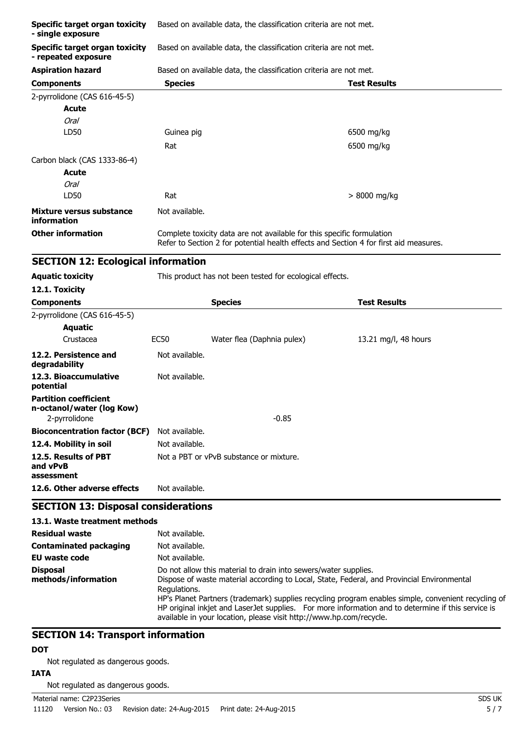| | |
|---|---|
| **Specific target organ toxicity - single exposure** | Based on available data, the classification criteria are not met. |
| **Specific target organ toxicity - repeated exposure** | Based on available data, the classification criteria are not met. |
| **Aspiration hazard** | Based on available data, the classification criteria are not met. |

| Components | Species | Test Results |
|---|---|---|
| 2-pyrrolidone (CAS 616-45-5) | | |
| **Acute** | | |
| *Oral* | | |
| LD50 | Guinea pig | 6500 mg/kg |
| | Rat | 6500 mg/kg |
| Carbon black (CAS 1333-86-4) | | |
| **Acute** | | |
| *Oral* | | |
| LD50 | Rat | > 8000 mg/kg |

| | |
|---|---|
| **Mixture versus substance information** | Not available. |
| **Other information** | Complete toxicity data are not available for this specific formulation<br>Refer to Section 2 for potential health effects and Section 4 for first aid measures. |

## SECTION 12: Ecological information

**Aquatic toxicity** This product has not been tested for ecological effects.

**12.1. Toxicity**

| Components | | Species | Test Results |
|---|---|---|---|
| 2-pyrrolidone (CAS 616-45-5) | | | |
| **Aquatic** | | | |
| Crustacea | EC50 | Water flea (Daphnia pulex) | 13.21 mg/l, 48 hours |

| | |
|---|---|
| **12.2. Persistence and degradability** | Not available. |
| **12.3. Bioaccumulative potential** | Not available. |
| **Partition coefficient n-octanol/water (log Kow)** | |
| 2-pyrrolidone | -0.85 |
| **Bioconcentration factor (BCF)** | Not available. |
| **12.4. Mobility in soil** | Not available. |
| **12.5. Results of PBT and vPvB assessment** | Not a PBT or vPvB substance or mixture. |
| **12.6. Other adverse effects** | Not available. |

## SECTION 13: Disposal considerations

**13.1. Waste treatment methods**

| | |
|---|---|
| **Residual waste** | Not available. |
| **Contaminated packaging** | Not available. |
| **EU waste code** | Not available. |
| **Disposal methods/information** | Do not allow this material to drain into sewers/water supplies.<br>Dispose of waste material according to Local, State, Federal, and Provincial Environmental Regulations.<br>HP's Planet Partners (trademark) supplies recycling program enables simple, convenient recycling of HP original inkjet and LaserJet supplies. For more information and to determine if this service is available in your location, please visit http://www.hp.com/recycle. |

## SECTION 14: Transport information

**DOT**

Not regulated as dangerous goods.

**IATA**

Not regulated as dangerous goods.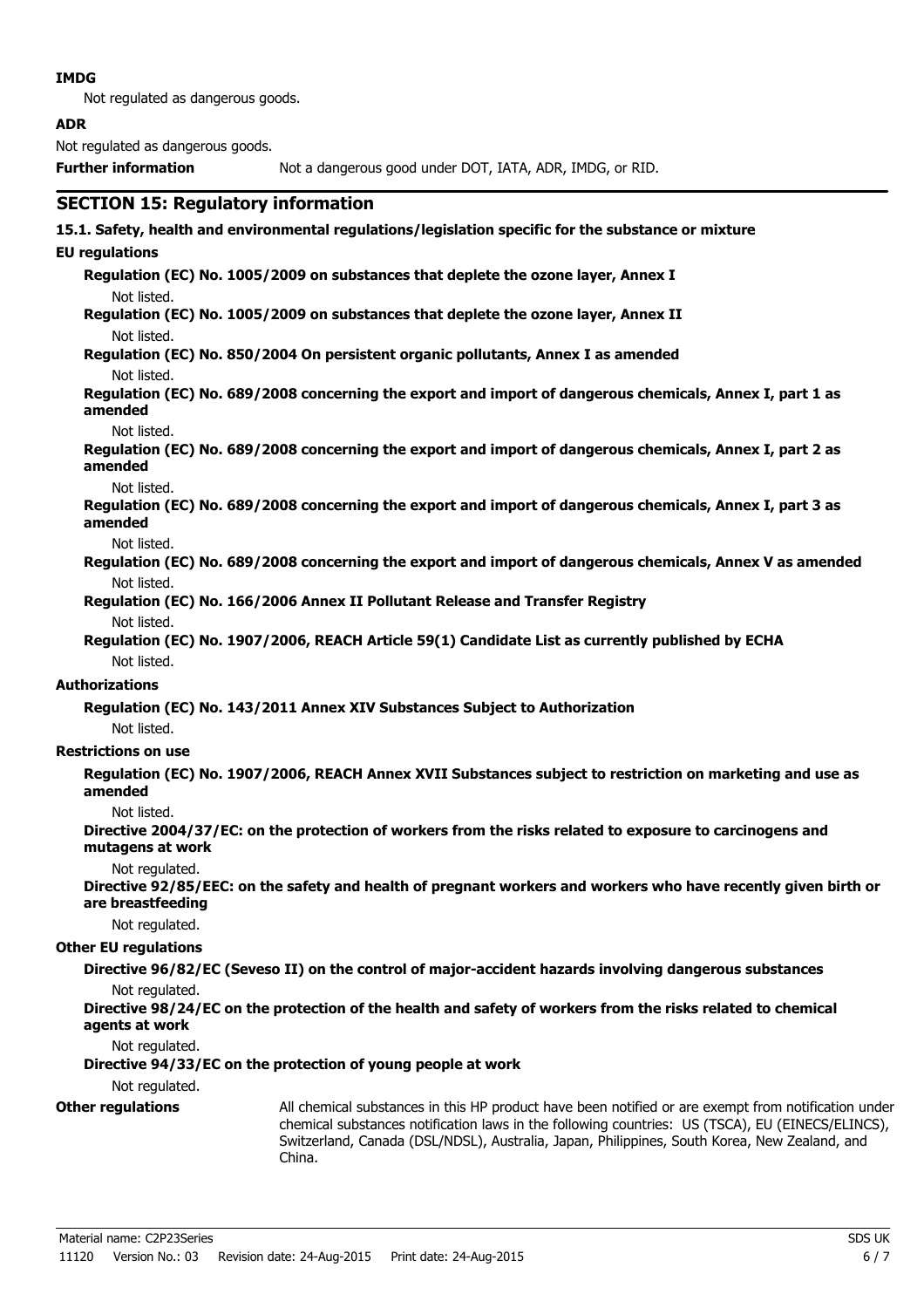**IMDG**

Not regulated as dangerous goods.

**ADR**

Not regulated as dangerous goods.

**Further information** Not a dangerous good under DOT, IATA, ADR, IMDG, or RID.

## SECTION 15: Regulatory information

**15.1. Safety, health and environmental regulations/legislation specific for the substance or mixture**

**EU regulations**

**Regulation (EC) No. 1005/2009 on substances that deplete the ozone layer, Annex I**

Not listed.

**Regulation (EC) No. 1005/2009 on substances that deplete the ozone layer, Annex II**

Not listed.

**Regulation (EC) No. 850/2004 On persistent organic pollutants, Annex I as amended**

Not listed.

**Regulation (EC) No. 689/2008 concerning the export and import of dangerous chemicals, Annex I, part 1 as amended**

Not listed.

**Regulation (EC) No. 689/2008 concerning the export and import of dangerous chemicals, Annex I, part 2 as amended**

Not listed.

**Regulation (EC) No. 689/2008 concerning the export and import of dangerous chemicals, Annex I, part 3 as amended**

Not listed.

**Regulation (EC) No. 689/2008 concerning the export and import of dangerous chemicals, Annex V as amended**

Not listed.

**Regulation (EC) No. 166/2006 Annex II Pollutant Release and Transfer Registry**

Not listed.

**Regulation (EC) No. 1907/2006, REACH Article 59(1) Candidate List as currently published by ECHA**

Not listed.

**Authorizations**

**Regulation (EC) No. 143/2011 Annex XIV Substances Subject to Authorization**

Not listed.

**Restrictions on use**

**Regulation (EC) No. 1907/2006, REACH Annex XVII Substances subject to restriction on marketing and use as amended**

Not listed.

**Directive 2004/37/EC: on the protection of workers from the risks related to exposure to carcinogens and mutagens at work**

Not regulated.

**Directive 92/85/EEC: on the safety and health of pregnant workers and workers who have recently given birth or are breastfeeding**

Not regulated.

**Other EU regulations**

**Directive 96/82/EC (Seveso II) on the control of major-accident hazards involving dangerous substances**

Not regulated.

**Directive 98/24/EC on the protection of the health and safety of workers from the risks related to chemical agents at work**

Not regulated.

**Directive 94/33/EC on the protection of young people at work**

Not regulated.

**Other regulations** All chemical substances in this HP product have been notified or are exempt from notification under chemical substances notification laws in the following countries: US (TSCA), EU (EINECS/ELINCS), Switzerland, Canada (DSL/NDSL), Australia, Japan, Philippines, South Korea, New Zealand, and China.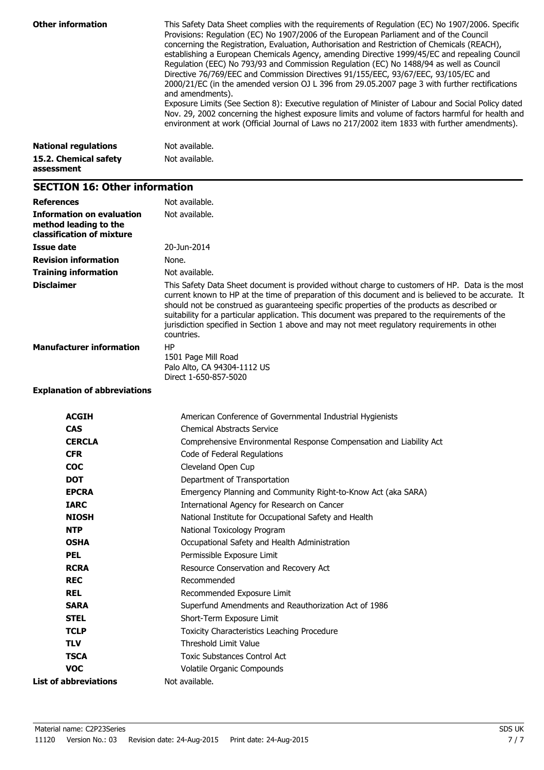| | |
|---|---|
| **Other information** | This Safety Data Sheet complies with the requirements of Regulation (EC) No 1907/2006. Specific Provisions: Regulation (EC) No 1907/2006 of the European Parliament and of the Council concerning the Registration, Evaluation, Authorisation and Restriction of Chemicals (REACH), establishing a European Chemicals Agency, amending Directive 1999/45/EC and repealing Council Regulation (EEC) No 793/93 and Commission Regulation (EC) No 1488/94 as well as Council Directive 76/769/EEC and Commission Directives 91/155/EEC, 93/67/EEC, 93/105/EC and 2000/21/EC (in the amended version OJ L 396 from 29.05.2007 page 3 with further rectifications and amendments).<br>Exposure Limits (See Section 8): Executive regulation of Minister of Labour and Social Policy dated Nov. 29, 2002 concerning the highest exposure limits and volume of factors harmful for health and environment at work (Official Journal of Laws no 217/2002 item 1833 with further amendments). |
| **National regulations** | Not available. |
| **15.2. Chemical safety assessment** | Not available. |

## SECTION 16: Other information

| | |
|---|---|
| **References** | Not available. |
| **Information on evaluation method leading to the classification of mixture** | Not available. |
| **Issue date** | 20-Jun-2014 |
| **Revision information** | None. |
| **Training information** | Not available. |
| **Disclaimer** | This Safety Data Sheet document is provided without charge to customers of HP. Data is the most current known to HP at the time of preparation of this document and is believed to be accurate. It should not be construed as guaranteeing specific properties of the products as described or suitability for a particular application. This document was prepared to the requirements of the jurisdiction specified in Section 1 above and may not meet regulatory requirements in other countries. |
| **Manufacturer information** | HP<br>1501 Page Mill Road<br>Palo Alto, CA 94304-1112 US<br>Direct 1-650-857-5020 |

**Explanation of abbreviations**

| | |
|---|---|
| **ACGIH** | American Conference of Governmental Industrial Hygienists |
| **CAS** | Chemical Abstracts Service |
| **CERCLA** | Comprehensive Environmental Response Compensation and Liability Act |
| **CFR** | Code of Federal Regulations |
| **COC** | Cleveland Open Cup |
| **DOT** | Department of Transportation |
| **EPCRA** | Emergency Planning and Community Right-to-Know Act (aka SARA) |
| **IARC** | International Agency for Research on Cancer |
| **NIOSH** | National Institute for Occupational Safety and Health |
| **NTP** | National Toxicology Program |
| **OSHA** | Occupational Safety and Health Administration |
| **PEL** | Permissible Exposure Limit |
| **RCRA** | Resource Conservation and Recovery Act |
| **REC** | Recommended |
| **REL** | Recommended Exposure Limit |
| **SARA** | Superfund Amendments and Reauthorization Act of 1986 |
| **STEL** | Short-Term Exposure Limit |
| **TCLP** | Toxicity Characteristics Leaching Procedure |
| **TLV** | Threshold Limit Value |
| **TSCA** | Toxic Substances Control Act |
| **VOC** | Volatile Organic Compounds |

**List of abbreviations** Not available.